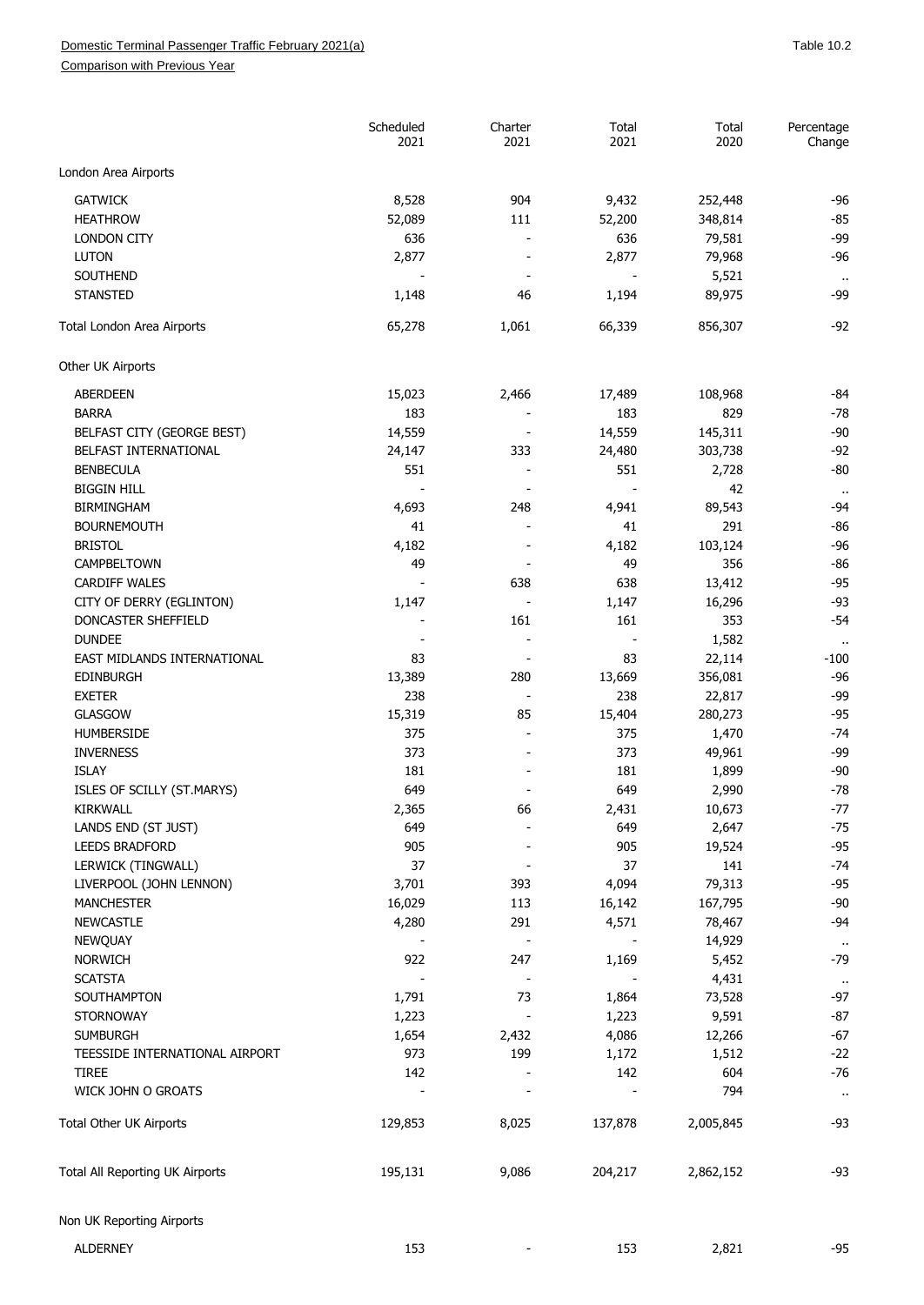Domestic Terminal Passenger Traffic February 2021(a)

Comparison with Previous Year

Table 10.2

| | Scheduled 2021 | Charter 2021 | Total 2021 | Total 2020 | Percentage Change |
|---|---|---|---|---|---|
| London Area Airports | | | | | |
| GATWICK | 8,528 | 904 | 9,432 | 252,448 | -96 |
| HEATHROW | 52,089 | 111 | 52,200 | 348,814 | -85 |
| LONDON CITY | 636 | - | 636 | 79,581 | -99 |
| LUTON | 2,877 | - | 2,877 | 79,968 | -96 |
| SOUTHEND | - | - | - | 5,521 | .. |
| STANSTED | 1,148 | 46 | 1,194 | 89,975 | -99 |
| Total London Area Airports | 65,278 | 1,061 | 66,339 | 856,307 | -92 |
| Other UK Airports | | | | | |
| ABERDEEN | 15,023 | 2,466 | 17,489 | 108,968 | -84 |
| BARRA | 183 | - | 183 | 829 | -78 |
| BELFAST CITY (GEORGE BEST) | 14,559 | - | 14,559 | 145,311 | -90 |
| BELFAST INTERNATIONAL | 24,147 | 333 | 24,480 | 303,738 | -92 |
| BENBECULA | 551 | - | 551 | 2,728 | -80 |
| BIGGIN HILL | - | - | - | 42 | .. |
| BIRMINGHAM | 4,693 | 248 | 4,941 | 89,543 | -94 |
| BOURNEMOUTH | 41 | - | 41 | 291 | -86 |
| BRISTOL | 4,182 | - | 4,182 | 103,124 | -96 |
| CAMPBELTOWN | 49 | - | 49 | 356 | -86 |
| CARDIFF WALES | - | 638 | 638 | 13,412 | -95 |
| CITY OF DERRY (EGLINTON) | 1,147 | - | 1,147 | 16,296 | -93 |
| DONCASTER SHEFFIELD | - | 161 | 161 | 353 | -54 |
| DUNDEE | - | - | - | 1,582 | .. |
| EAST MIDLANDS INTERNATIONAL | 83 | - | 83 | 22,114 | -100 |
| EDINBURGH | 13,389 | 280 | 13,669 | 356,081 | -96 |
| EXETER | 238 | - | 238 | 22,817 | -99 |
| GLASGOW | 15,319 | 85 | 15,404 | 280,273 | -95 |
| HUMBERSIDE | 375 | - | 375 | 1,470 | -74 |
| INVERNESS | 373 | - | 373 | 49,961 | -99 |
| ISLAY | 181 | - | 181 | 1,899 | -90 |
| ISLES OF SCILLY (ST.MARYS) | 649 | - | 649 | 2,990 | -78 |
| KIRKWALL | 2,365 | 66 | 2,431 | 10,673 | -77 |
| LANDS END (ST JUST) | 649 | - | 649 | 2,647 | -75 |
| LEEDS BRADFORD | 905 | - | 905 | 19,524 | -95 |
| LERWICK (TINGWALL) | 37 | - | 37 | 141 | -74 |
| LIVERPOOL (JOHN LENNON) | 3,701 | 393 | 4,094 | 79,313 | -95 |
| MANCHESTER | 16,029 | 113 | 16,142 | 167,795 | -90 |
| NEWCASTLE | 4,280 | 291 | 4,571 | 78,467 | -94 |
| NEWQUAY | - | - | - | 14,929 | .. |
| NORWICH | 922 | 247 | 1,169 | 5,452 | -79 |
| SCATSTA | - | - | - | 4,431 | .. |
| SOUTHAMPTON | 1,791 | 73 | 1,864 | 73,528 | -97 |
| STORNOWAY | 1,223 | - | 1,223 | 9,591 | -87 |
| SUMBURGH | 1,654 | 2,432 | 4,086 | 12,266 | -67 |
| TEESSIDE INTERNATIONAL AIRPORT | 973 | 199 | 1,172 | 1,512 | -22 |
| TIREE | 142 | - | 142 | 604 | -76 |
| WICK JOHN O GROATS | - | - | - | 794 | .. |
| Total Other UK Airports | 129,853 | 8,025 | 137,878 | 2,005,845 | -93 |
| Total All Reporting UK Airports | 195,131 | 9,086 | 204,217 | 2,862,152 | -93 |
| Non UK Reporting Airports | | | | | |
| ALDERNEY | 153 | - | 153 | 2,821 | -95 |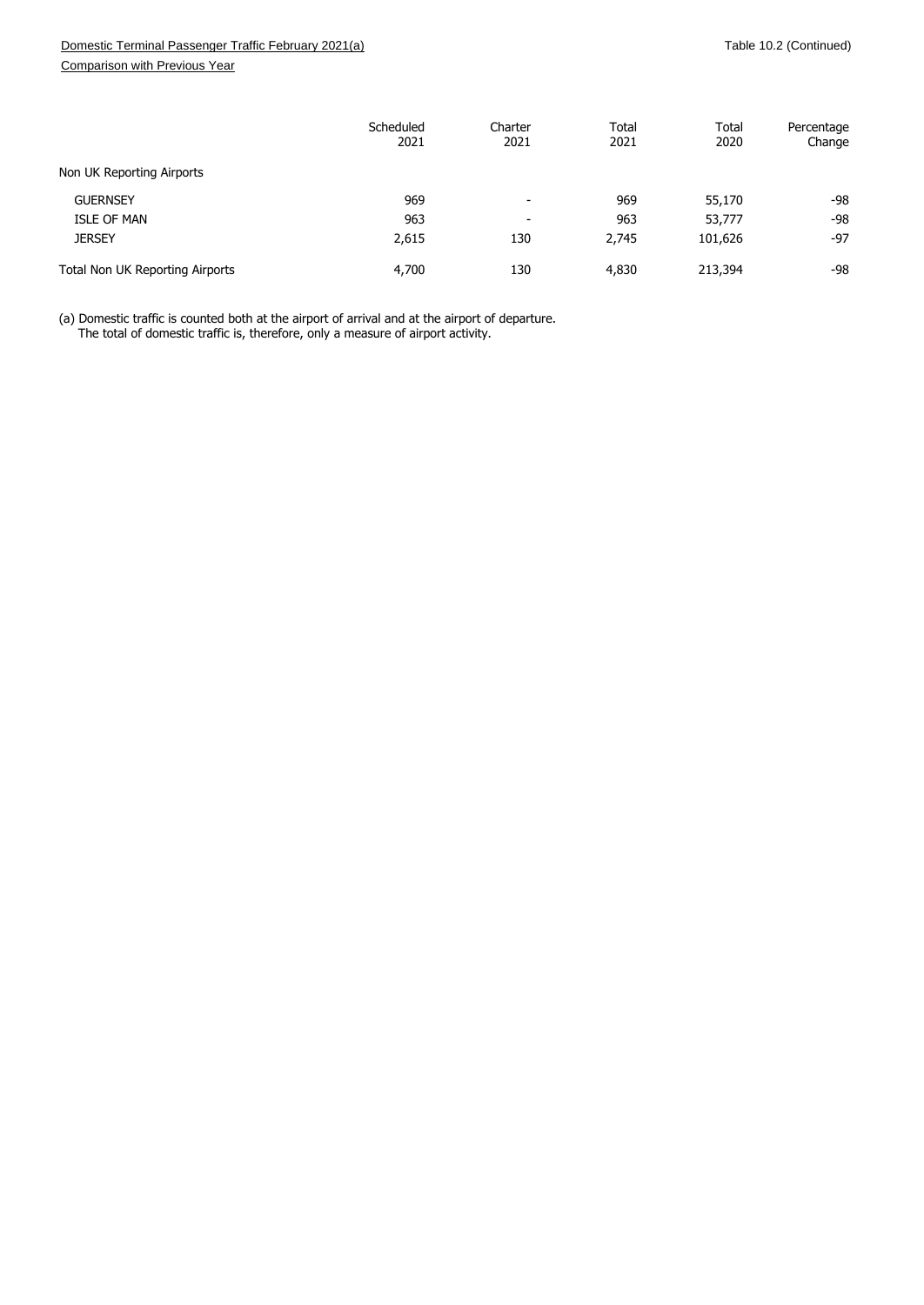Domestic Terminal Passenger Traffic February 2021(a)

Comparison with Previous Year

Table 10.2 (Continued)

| | Scheduled 2021 | Charter 2021 | Total 2021 | Total 2020 | Percentage Change |
|---|---|---|---|---|---|
| Non UK Reporting Airports | | | | | |
| GUERNSEY | 969 | - | 969 | 55,170 | -98 |
| ISLE OF MAN | 963 | - | 963 | 53,777 | -98 |
| JERSEY | 2,615 | 130 | 2,745 | 101,626 | -97 |
| Total Non UK Reporting Airports | 4,700 | 130 | 4,830 | 213,394 | -98 |

(a) Domestic traffic is counted both at the airport of arrival and at the airport of departure.
The total of domestic traffic is, therefore, only a measure of airport activity.